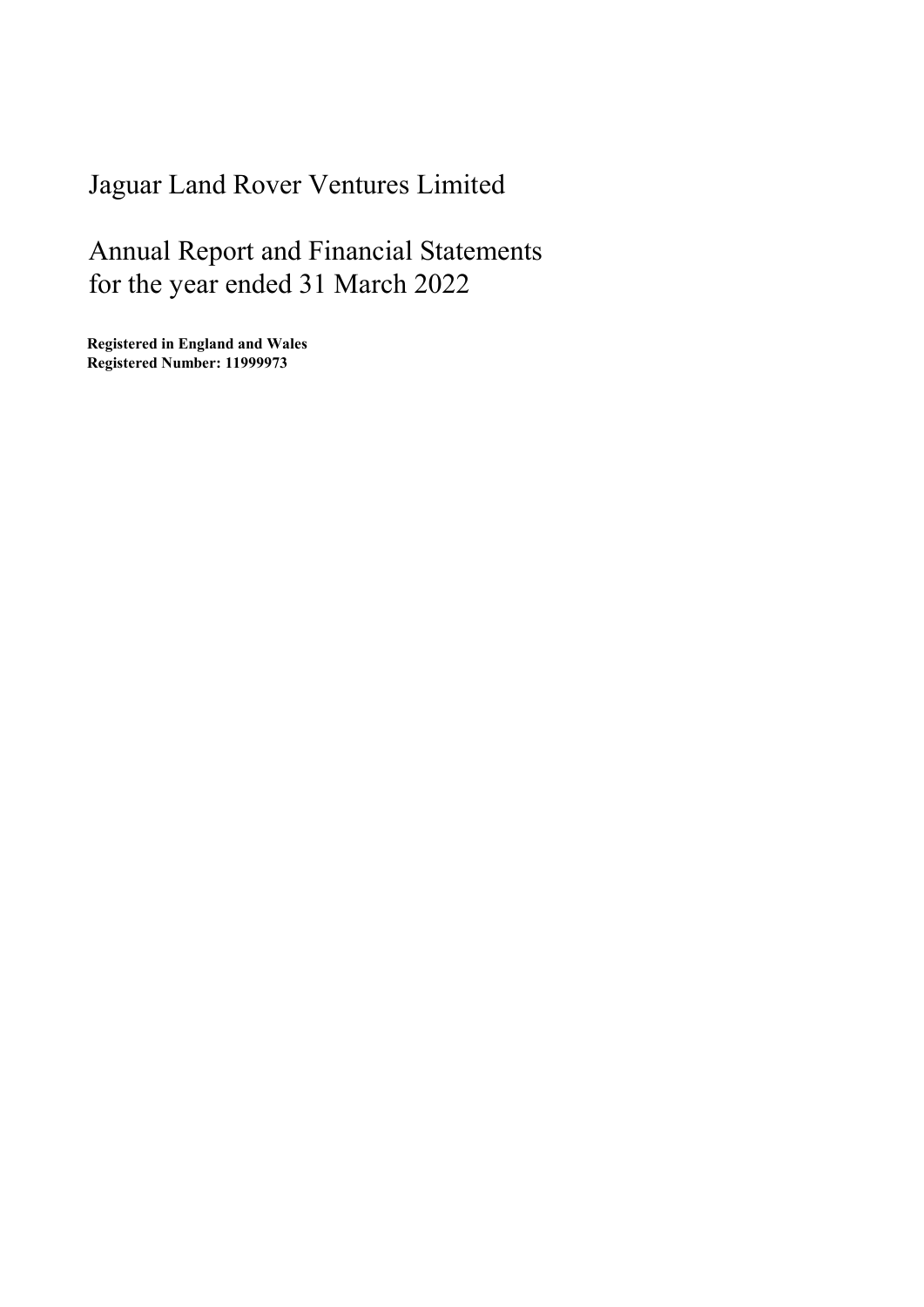# Jaguar Land Rover Ventures Limited

## Annual Report and Financial Statements for the year ended 31 March 2022

**Registered in England and Wales**
**Registered Number: 11999973**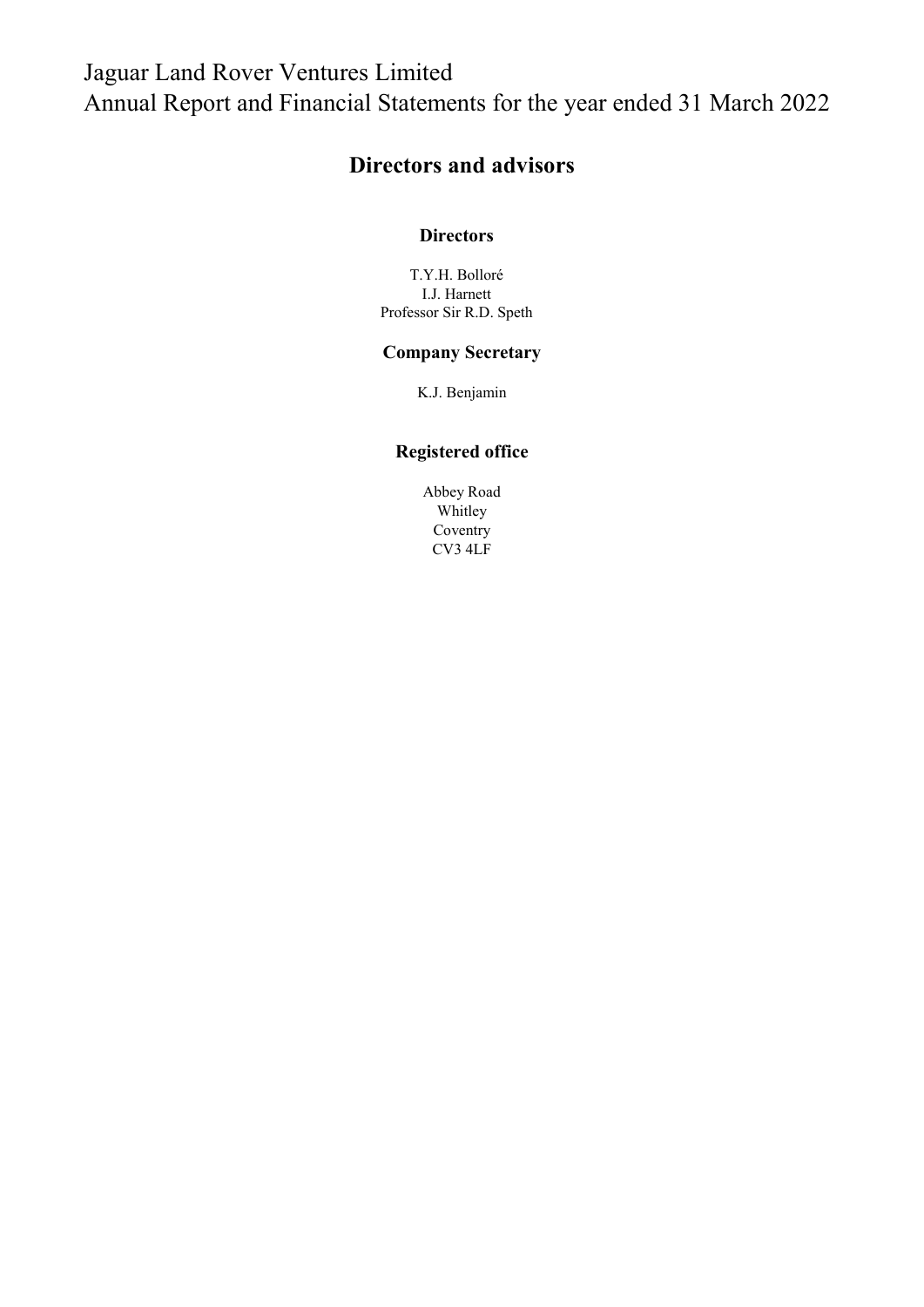# Directors and advisors

### Directors

T.Y.H. Bolloré
I.J. Harnett
Professor Sir R.D. Speth

### Company Secretary

K.J. Benjamin

### Registered office

Abbey Road
Whitley
Coventry
CV3 4LF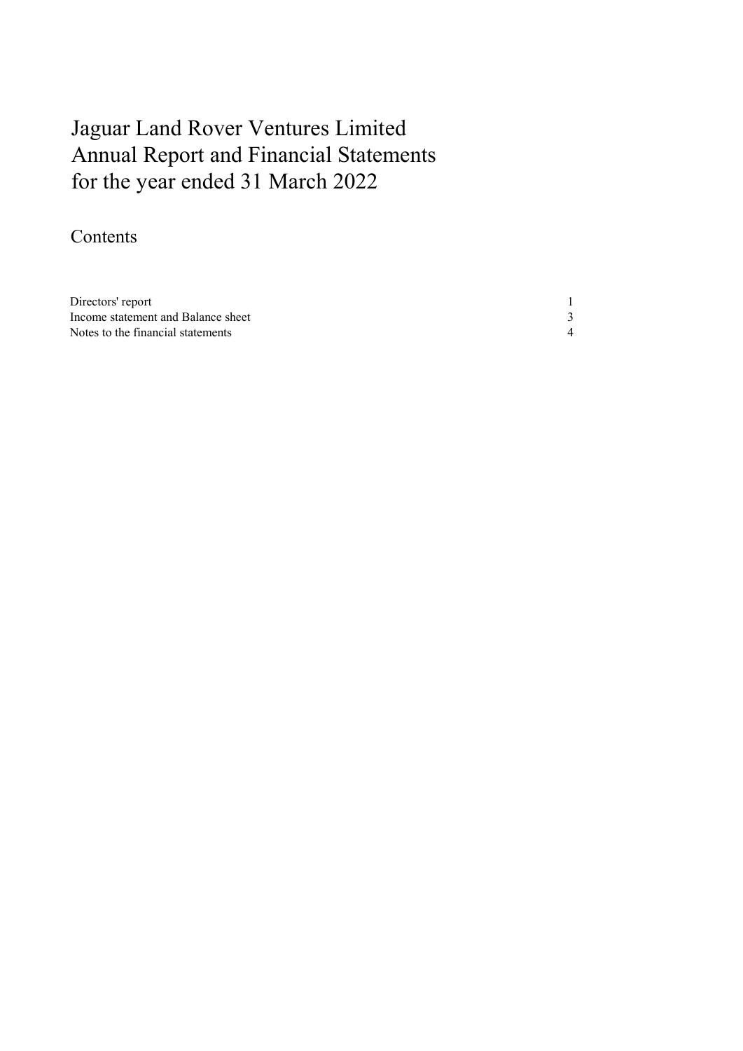# Jaguar Land Rover Ventures Limited
# Annual Report and Financial Statements
# for the year ended 31 March 2022

## Contents

| | |
|---|---|
| Directors' report | 1 |
| Income statement and Balance sheet | 3 |
| Notes to the financial statements | 4 |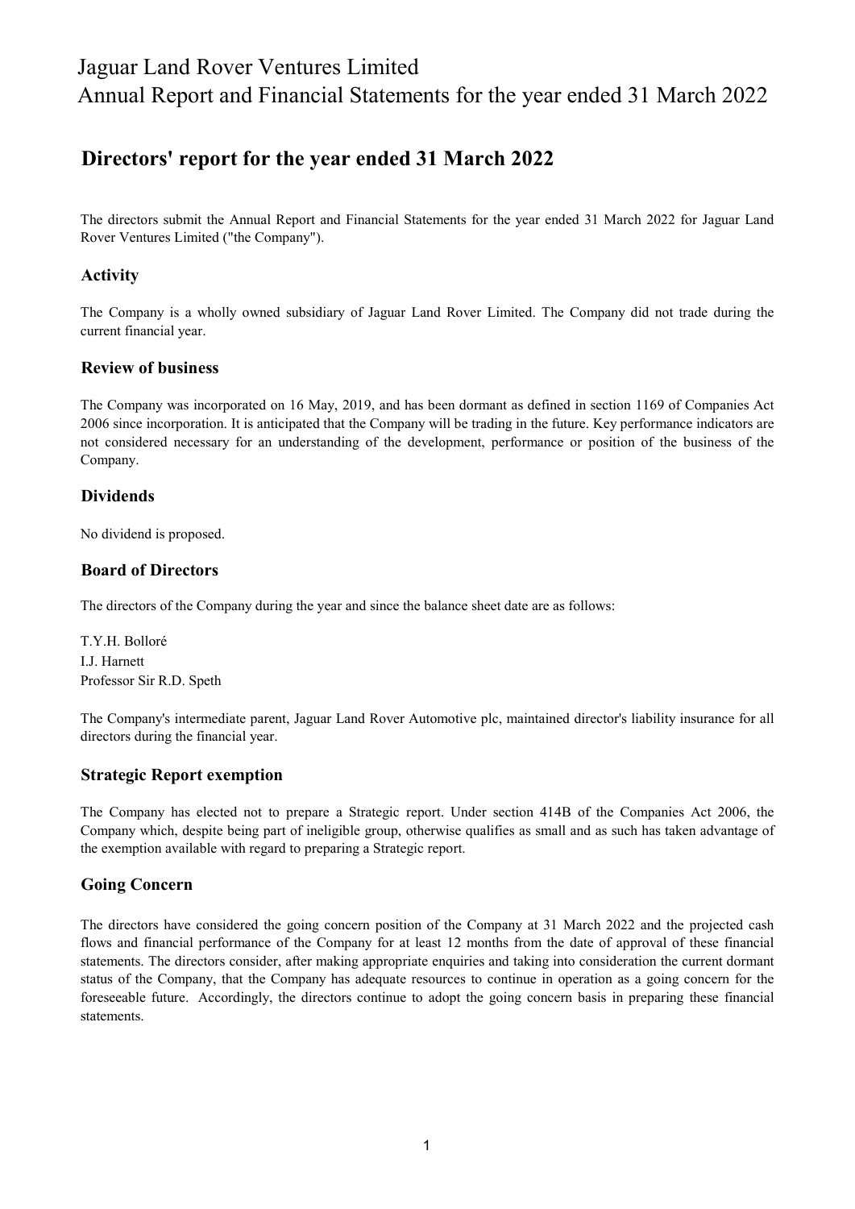## Directors' report for the year ended 31 March 2022

The directors submit the Annual Report and Financial Statements for the year ended 31 March 2022 for Jaguar Land Rover Ventures Limited ("the Company").

### Activity

The Company is a wholly owned subsidiary of Jaguar Land Rover Limited. The Company did not trade during the current financial year.

### Review of business

The Company was incorporated on 16 May, 2019, and has been dormant as defined in section 1169 of Companies Act 2006 since incorporation. It is anticipated that the Company will be trading in the future. Key performance indicators are not considered necessary for an understanding of the development, performance or position of the business of the Company.

### Dividends

No dividend is proposed.

### Board of Directors

The directors of the Company during the year and since the balance sheet date are as follows:

T.Y.H. Bolloré
I.J. Harnett
Professor Sir R.D. Speth

The Company's intermediate parent, Jaguar Land Rover Automotive plc, maintained director's liability insurance for all directors during the financial year.

### Strategic Report exemption

The Company has elected not to prepare a Strategic report. Under section 414B of the Companies Act 2006, the Company which, despite being part of ineligible group, otherwise qualifies as small and as such has taken advantage of the exemption available with regard to preparing a Strategic report.

### Going Concern

The directors have considered the going concern position of the Company at 31 March 2022 and the projected cash flows and financial performance of the Company for at least 12 months from the date of approval of these financial statements. The directors consider, after making appropriate enquiries and taking into consideration the current dormant status of the Company, that the Company has adequate resources to continue in operation as a going concern for the foreseeable future. Accordingly, the directors continue to adopt the going concern basis in preparing these financial statements.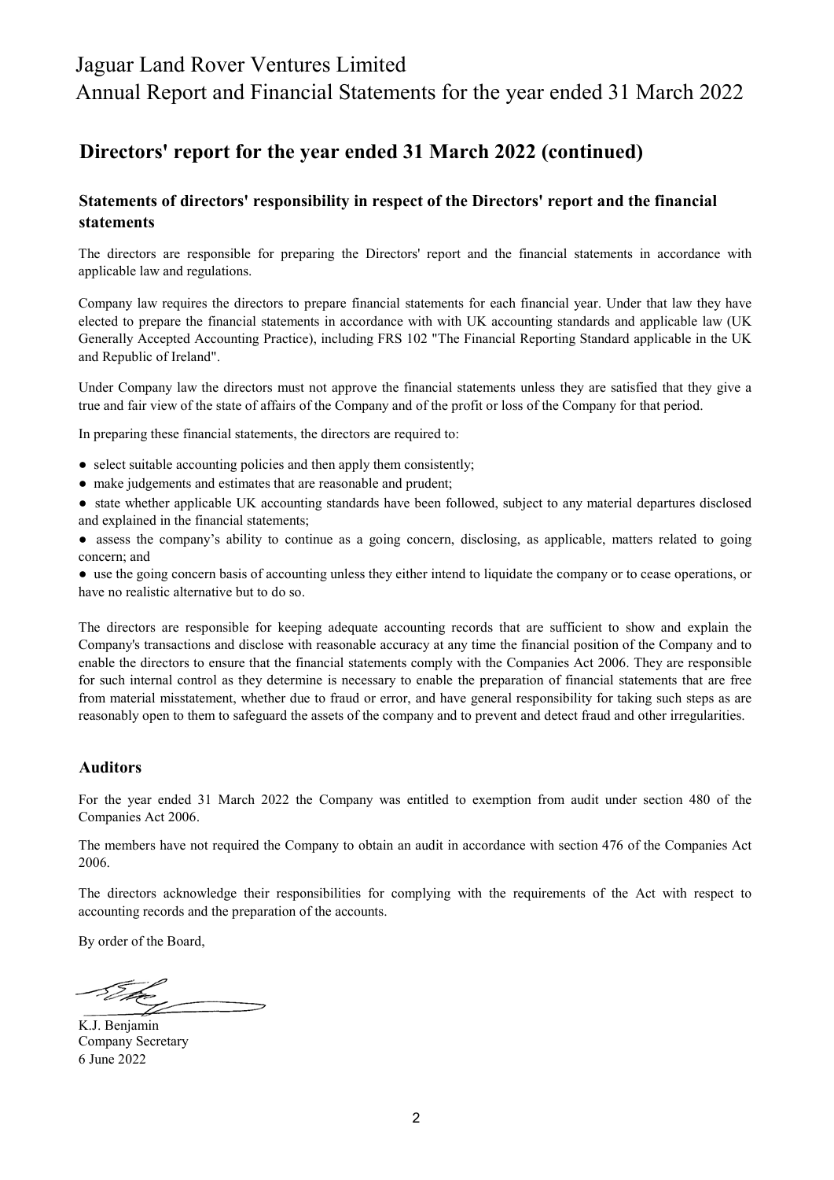## Directors' report for the year ended 31 March 2022 (continued)

### Statements of directors' responsibility in respect of the Directors' report and the financial statements

The directors are responsible for preparing the Directors' report and the financial statements in accordance with applicable law and regulations.

Company law requires the directors to prepare financial statements for each financial year. Under that law they have elected to prepare the financial statements in accordance with with UK accounting standards and applicable law (UK Generally Accepted Accounting Practice), including FRS 102 "The Financial Reporting Standard applicable in the UK and Republic of Ireland".

Under Company law the directors must not approve the financial statements unless they are satisfied that they give a true and fair view of the state of affairs of the Company and of the profit or loss of the Company for that period.

In preparing these financial statements, the directors are required to:

- select suitable accounting policies and then apply them consistently;
- make judgements and estimates that are reasonable and prudent;
- state whether applicable UK accounting standards have been followed, subject to any material departures disclosed and explained in the financial statements;
- assess the company's ability to continue as a going concern, disclosing, as applicable, matters related to going concern; and
- use the going concern basis of accounting unless they either intend to liquidate the company or to cease operations, or have no realistic alternative but to do so.

The directors are responsible for keeping adequate accounting records that are sufficient to show and explain the Company's transactions and disclose with reasonable accuracy at any time the financial position of the Company and to enable the directors to ensure that the financial statements comply with the Companies Act 2006. They are responsible for such internal control as they determine is necessary to enable the preparation of financial statements that are free from material misstatement, whether due to fraud or error, and have general responsibility for taking such steps as are reasonably open to them to safeguard the assets of the company and to prevent and detect fraud and other irregularities.

### Auditors

For the year ended 31 March 2022 the Company was entitled to exemption from audit under section 480 of the Companies Act 2006.

The members have not required the Company to obtain an audit in accordance with section 476 of the Companies Act 2006.

The directors acknowledge their responsibilities for complying with the requirements of the Act with respect to accounting records and the preparation of the accounts.

By order of the Board,

K.J. Benjamin
Company Secretary
6 June 2022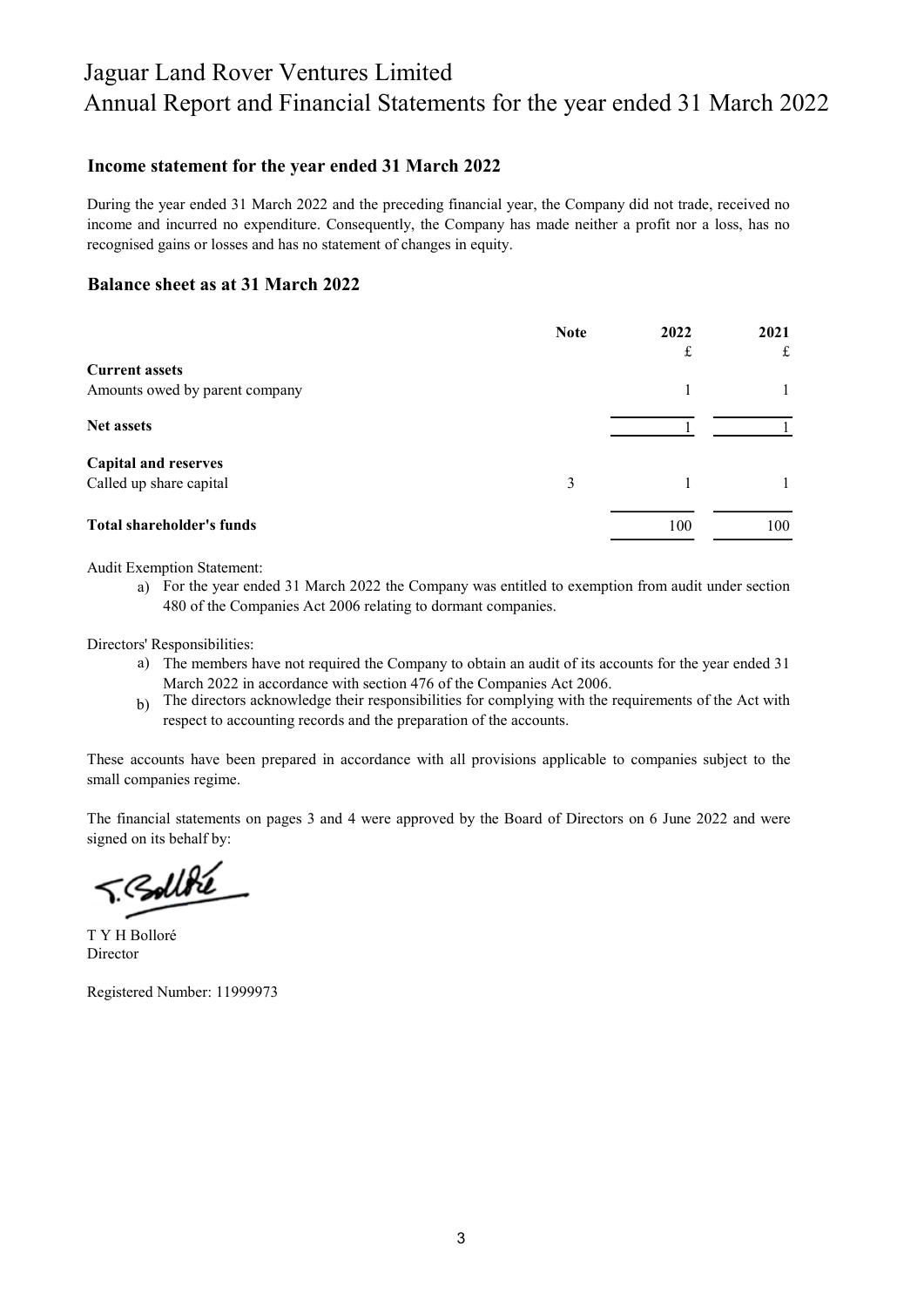# Jaguar Land Rover Ventures Limited
## Annual Report and Financial Statements for the year ended 31 March 2022

### Income statement for the year ended 31 March 2022

During the year ended 31 March 2022 and the preceding financial year, the Company did not trade, received no income and incurred no expenditure. Consequently, the Company has made neither a profit nor a loss, has no recognised gains or losses and has no statement of changes in equity.

### Balance sheet as at 31 March 2022

| | Note | 2022<br>£ | 2021<br>£ |
|---|---|---|---|
| **Current assets** | | | |
| Amounts owed by parent company | | 1 | 1 |
| **Net assets** | | 1 | 1 |
| **Capital and reserves** | | | |
| Called up share capital | 3 | 1 | 1 |
| **Total shareholder's funds** | | 100 | 100 |

Audit Exemption Statement:

a) For the year ended 31 March 2022 the Company was entitled to exemption from audit under section 480 of the Companies Act 2006 relating to dormant companies.

Directors' Responsibilities:

a) The members have not required the Company to obtain an audit of its accounts for the year ended 31 March 2022 in accordance with section 476 of the Companies Act 2006.
b) The directors acknowledge their responsibilities for complying with the requirements of the Act with respect to accounting records and the preparation of the accounts.

These accounts have been prepared in accordance with all provisions applicable to companies subject to the small companies regime.

The financial statements on pages 3 and 4 were approved by the Board of Directors on 6 June 2022 and were signed on its behalf by:

T Y H Bolloré
Director

Registered Number: 11999973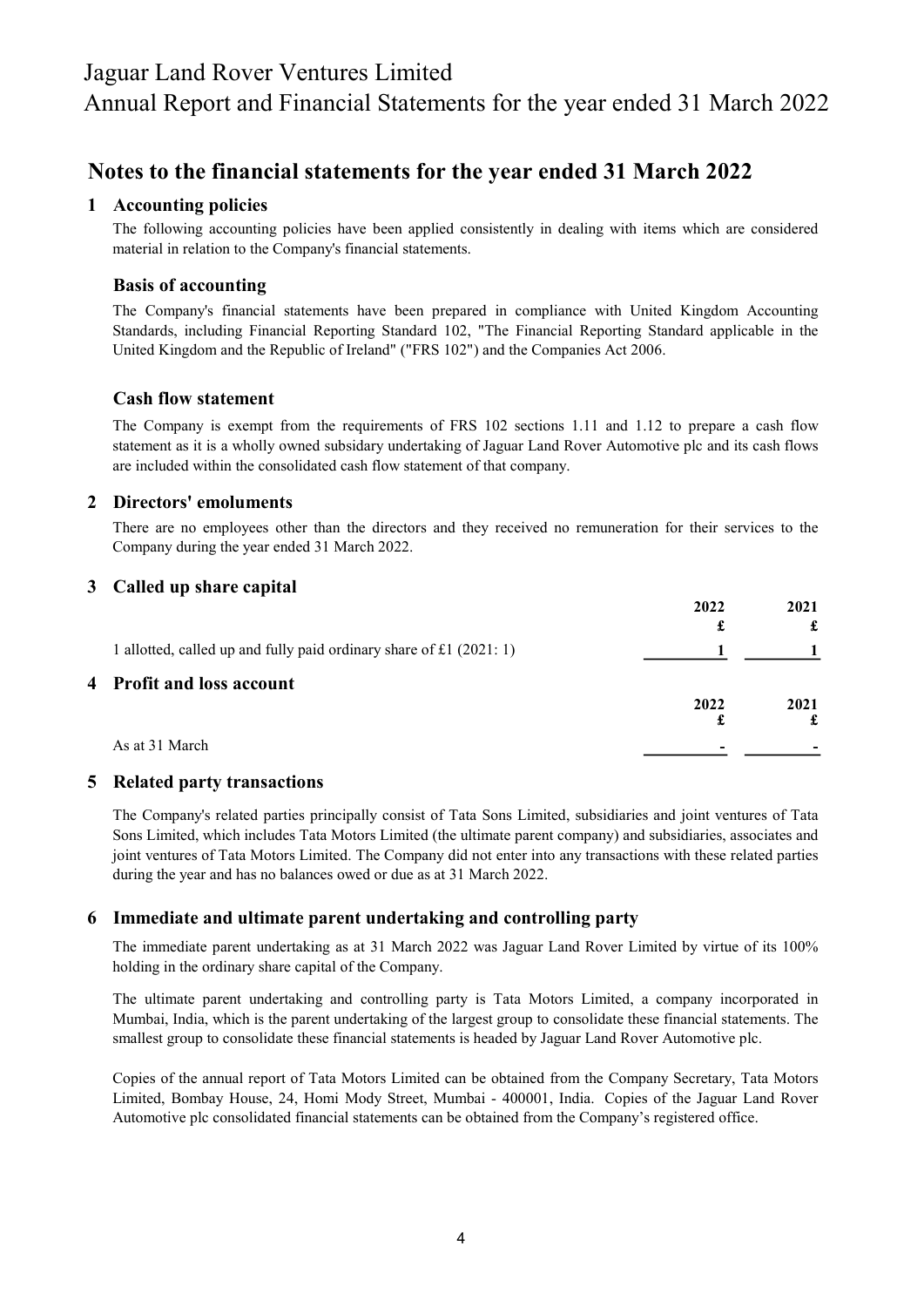# Notes to the financial statements for the year ended 31 March 2022

## 1 Accounting policies

The following accounting policies have been applied consistently in dealing with items which are considered material in relation to the Company's financial statements.

### Basis of accounting

The Company's financial statements have been prepared in compliance with United Kingdom Accounting Standards, including Financial Reporting Standard 102, "The Financial Reporting Standard applicable in the United Kingdom and the Republic of Ireland" ("FRS 102") and the Companies Act 2006.

### Cash flow statement

The Company is exempt from the requirements of FRS 102 sections 1.11 and 1.12 to prepare a cash flow statement as it is a wholly owned subsidary undertaking of Jaguar Land Rover Automotive plc and its cash flows are included within the consolidated cash flow statement of that company.

## 2 Directors' emoluments

There are no employees other than the directors and they received no remuneration for their services to the Company during the year ended 31 March 2022.

## 3 Called up share capital

| | 2022 £ | 2021 £ |
|---|---|---|
| 1 allotted, called up and fully paid ordinary share of £1 (2021: 1) | 1 | 1 |

## 4 Profit and loss account

| | 2022 £ | 2021 £ |
|---|---|---|
| As at 31 March | - | - |

## 5 Related party transactions

The Company's related parties principally consist of Tata Sons Limited, subsidiaries and joint ventures of Tata Sons Limited, which includes Tata Motors Limited (the ultimate parent company) and subsidiaries, associates and joint ventures of Tata Motors Limited. The Company did not enter into any transactions with these related parties during the year and has no balances owed or due as at 31 March 2022.

## 6 Immediate and ultimate parent undertaking and controlling party

The immediate parent undertaking as at 31 March 2022 was Jaguar Land Rover Limited by virtue of its 100% holding in the ordinary share capital of the Company.

The ultimate parent undertaking and controlling party is Tata Motors Limited, a company incorporated in Mumbai, India, which is the parent undertaking of the largest group to consolidate these financial statements. The smallest group to consolidate these financial statements is headed by Jaguar Land Rover Automotive plc.

Copies of the annual report of Tata Motors Limited can be obtained from the Company Secretary, Tata Motors Limited, Bombay House, 24, Homi Mody Street, Mumbai - 400001, India. Copies of the Jaguar Land Rover Automotive plc consolidated financial statements can be obtained from the Company's registered office.